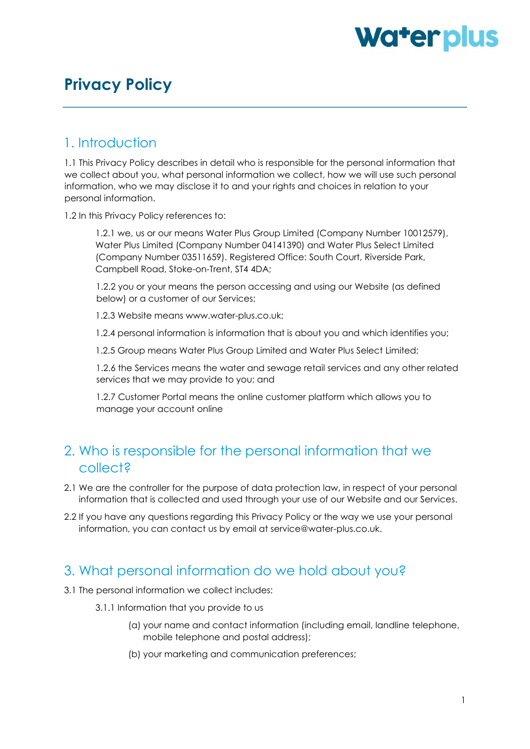# Privacy Policy

## 1. Introduction

1.1 This Privacy Policy describes in detail who is responsible for the personal information that we collect about you, what personal information we collect, how we will use such personal information, who we may disclose it to and your rights and choices in relation to your personal information.

1.2 In this Privacy Policy references to:

1.2.1 we, us or our means Water Plus Group Limited (Company Number 10012579), Water Plus Limited (Company Number 04141390) and Water Plus Select Limited (Company Number 03511659). Registered Office: South Court, Riverside Park, Campbell Road, Stoke-on-Trent, ST4 4DA;

1.2.2 you or your means the person accessing and using our Website (as defined below) or a customer of our Services;

1.2.3 Website means www.water-plus.co.uk;

1.2.4 personal information is information that is about you and which identifies you;

1.2.5 Group means Water Plus Group Limited and Water Plus Select Limited;

1.2.6 the Services means the water and sewage retail services and any other related services that we may provide to you; and

1.2.7 Customer Portal means the online customer platform which allows you to manage your account online

## 2. Who is responsible for the personal information that we collect?

2.1 We are the controller for the purpose of data protection law, in respect of your personal information that is collected and used through your use of our Website and our Services.

2.2 If you have any questions regarding this Privacy Policy or the way we use your personal information, you can contact us by email at service@water-plus.co.uk.

## 3. What personal information do we hold about you?

3.1 The personal information we collect includes:

3.1.1 Information that you provide to us

(a) your name and contact information (including email, landline telephone, mobile telephone and postal address);

(b) your marketing and communication preferences;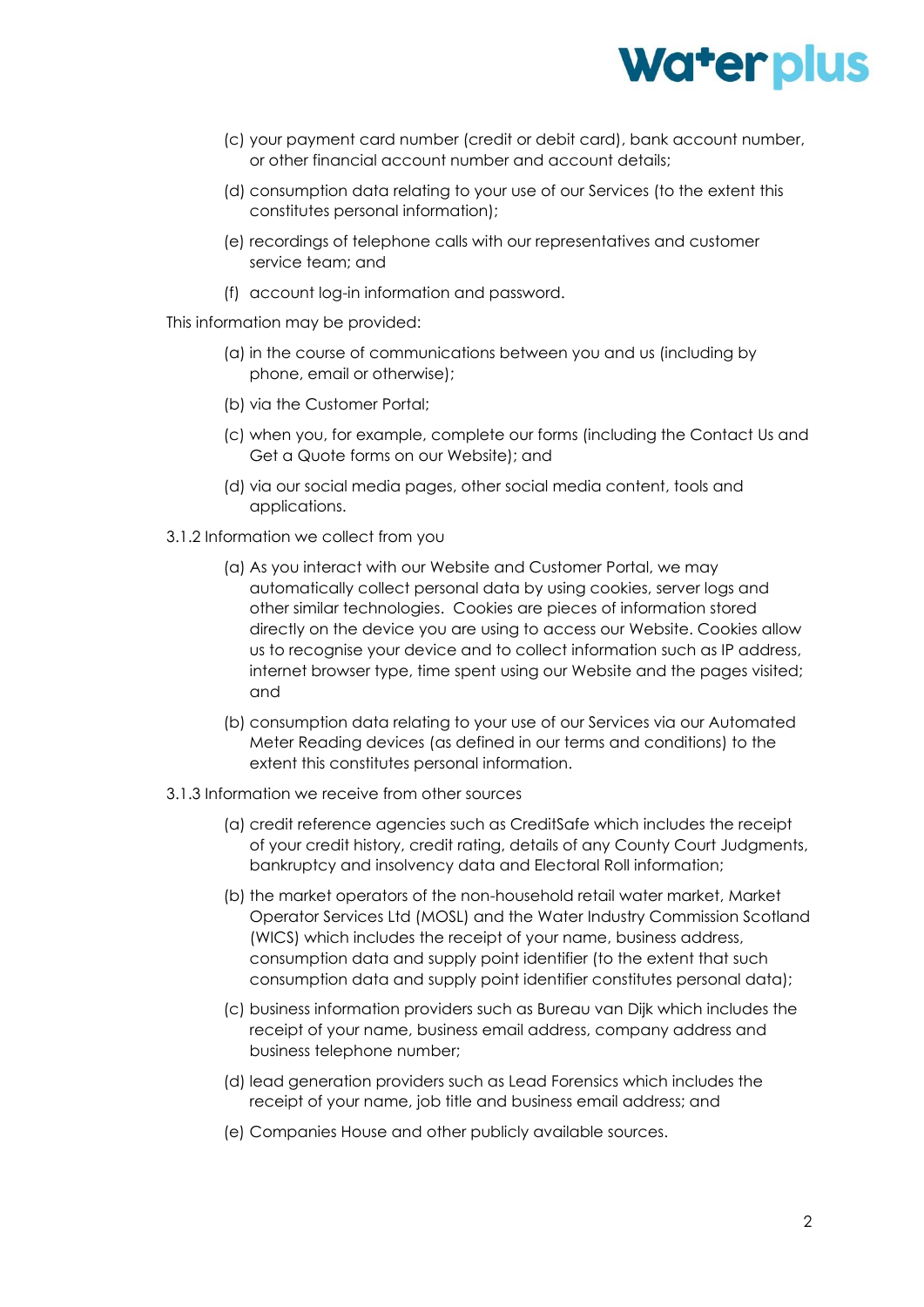(c) your payment card number (credit or debit card), bank account number, or other financial account number and account details;

(d) consumption data relating to your use of our Services (to the extent this constitutes personal information);

(e) recordings of telephone calls with our representatives and customer service team; and

(f) account log-in information and password.

This information may be provided:

(a) in the course of communications between you and us (including by phone, email or otherwise);

(b) via the Customer Portal;

(c) when you, for example, complete our forms (including the Contact Us and Get a Quote forms on our Website); and

(d) via our social media pages, other social media content, tools and applications.

3.1.2 Information we collect from you

(a) As you interact with our Website and Customer Portal, we may automatically collect personal data by using cookies, server logs and other similar technologies. Cookies are pieces of information stored directly on the device you are using to access our Website. Cookies allow us to recognise your device and to collect information such as IP address, internet browser type, time spent using our Website and the pages visited; and

(b) consumption data relating to your use of our Services via our Automated Meter Reading devices (as defined in our terms and conditions) to the extent this constitutes personal information.

3.1.3 Information we receive from other sources

(a) credit reference agencies such as CreditSafe which includes the receipt of your credit history, credit rating, details of any County Court Judgments, bankruptcy and insolvency data and Electoral Roll information;

(b) the market operators of the non-household retail water market, Market Operator Services Ltd (MOSL) and the Water Industry Commission Scotland (WICS) which includes the receipt of your name, business address, consumption data and supply point identifier (to the extent that such consumption data and supply point identifier constitutes personal data);

(c) business information providers such as Bureau van Dijk which includes the receipt of your name, business email address, company address and business telephone number;

(d) lead generation providers such as Lead Forensics which includes the receipt of your name, job title and business email address; and

(e) Companies House and other publicly available sources.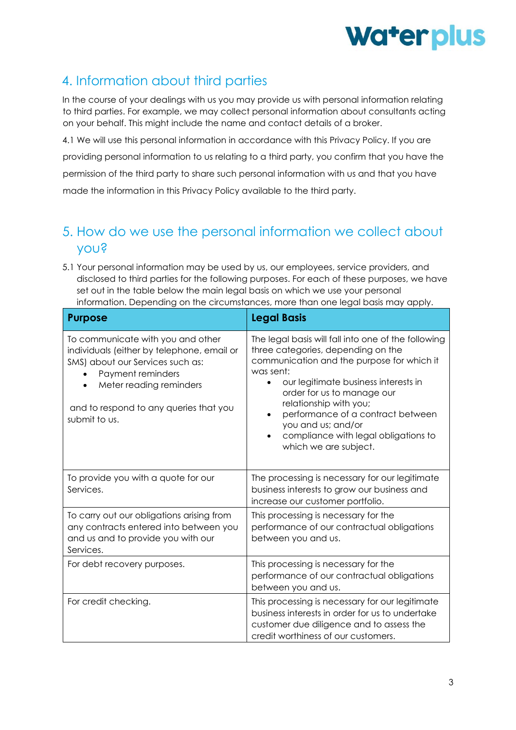## 4. Information about third parties

In the course of your dealings with us you may provide us with personal information relating to third parties. For example, we may collect personal information about consultants acting on your behalf. This might include the name and contact details of a broker.

4.1 We will use this personal information in accordance with this Privacy Policy. If you are providing personal information to us relating to a third party, you confirm that you have the permission of the third party to share such personal information with us and that you have made the information in this Privacy Policy available to the third party.

## 5. How do we use the personal information we collect about you?

5.1 Your personal information may be used by us, our employees, service providers, and disclosed to third parties for the following purposes. For each of these purposes, we have set out in the table below the main legal basis on which we use your personal information. Depending on the circumstances, more than one legal basis may apply.

| Purpose | Legal Basis |
|---|---|
| To communicate with you and other individuals (either by telephone, email or SMS) about our Services such as: <br>• Payment reminders <br>• Meter reading reminders <br><br>and to respond to any queries that you submit to us. | The legal basis will fall into one of the following three categories, depending on the communication and the purpose for which it was sent: <br>• our legitimate business interests in order for us to manage our relationship with you; <br>• performance of a contract between you and us; and/or <br>• compliance with legal obligations to which we are subject. |
| To provide you with a quote for our Services. | The processing is necessary for our legitimate business interests to grow our business and increase our customer portfolio. |
| To carry out our obligations arising from any contracts entered into between you and us and to provide you with our Services. | This processing is necessary for the performance of our contractual obligations between you and us. |
| For debt recovery purposes. | This processing is necessary for the performance of our contractual obligations between you and us. |
| For credit checking. | This processing is necessary for our legitimate business interests in order for us to undertake customer due diligence and to assess the credit worthiness of our customers. |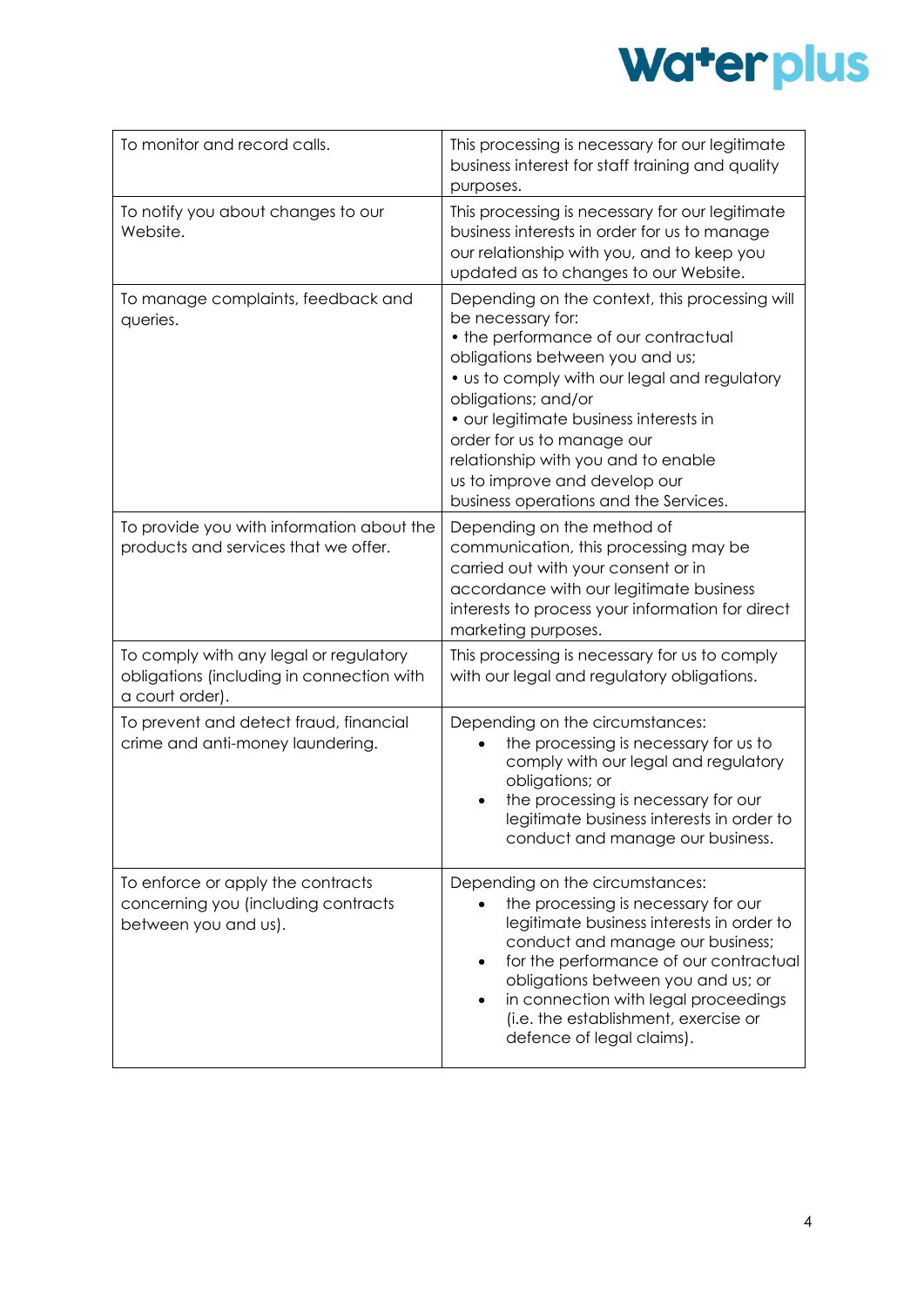| To monitor and record calls. | This processing is necessary for our legitimate business interest for staff training and quality purposes. |
|---|---|
| To notify you about changes to our Website. | This processing is necessary for our legitimate business interests in order for us to manage our relationship with you, and to keep you updated as to changes to our Website. |
| To manage complaints, feedback and queries. | Depending on the context, this processing will be necessary for:<br>• the performance of our contractual obligations between you and us;<br>• us to comply with our legal and regulatory obligations; and/or<br>• our legitimate business interests in order for us to manage our relationship with you and to enable us to improve and develop our business operations and the Services. |
| To provide you with information about the products and services that we offer. | Depending on the method of communication, this processing may be carried out with your consent or in accordance with our legitimate business interests to process your information for direct marketing purposes. |
| To comply with any legal or regulatory obligations (including in connection with a court order). | This processing is necessary for us to comply with our legal and regulatory obligations. |
| To prevent and detect fraud, financial crime and anti-money laundering. | Depending on the circumstances:<br>• the processing is necessary for us to comply with our legal and regulatory obligations; or<br>• the processing is necessary for our legitimate business interests in order to conduct and manage our business. |
| To enforce or apply the contracts concerning you (including contracts between you and us). | Depending on the circumstances:<br>• the processing is necessary for our legitimate business interests in order to conduct and manage our business;<br>• for the performance of our contractual obligations between you and us; or<br>• in connection with legal proceedings (i.e. the establishment, exercise or defence of legal claims). |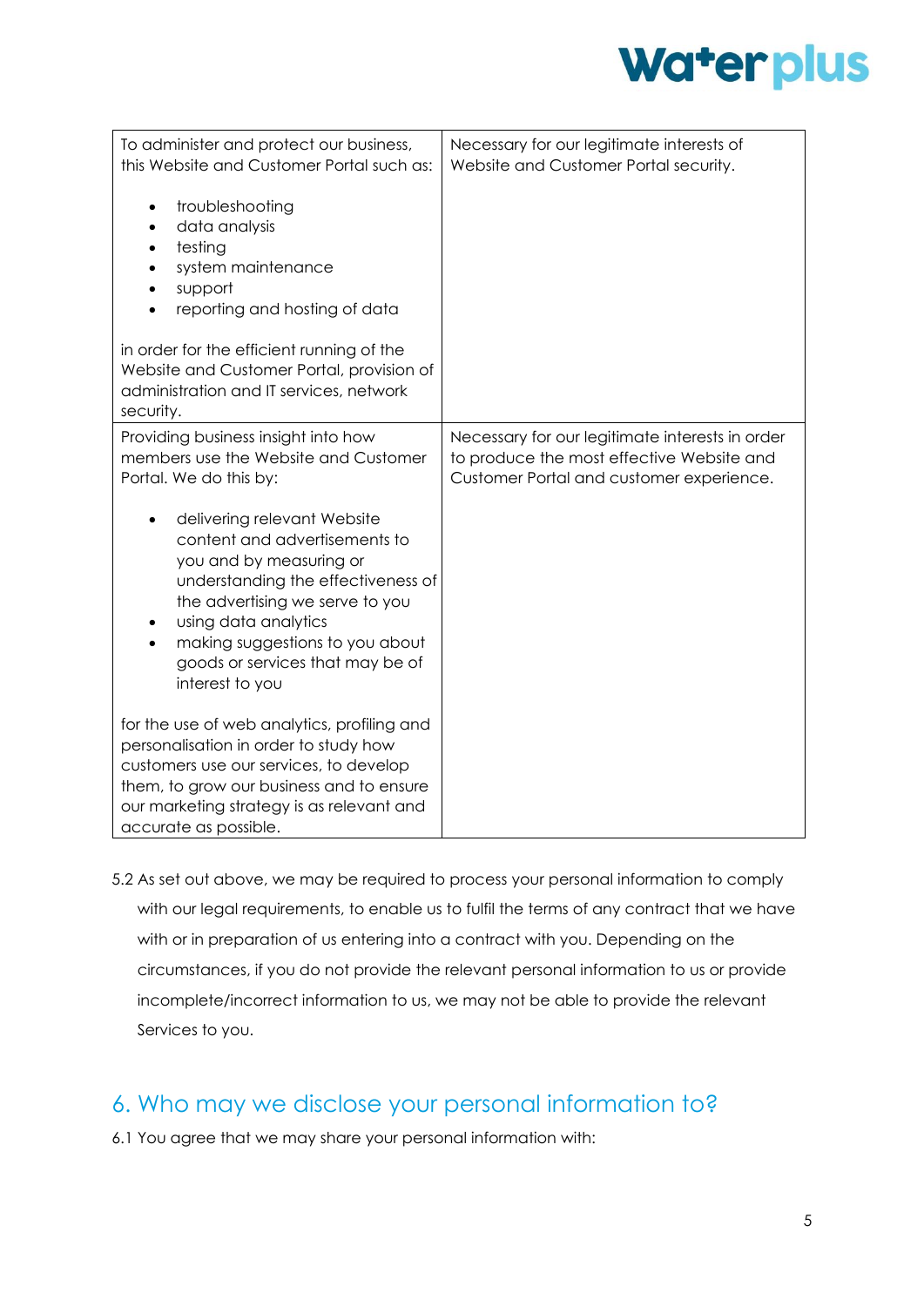| | |
|---|---|
| To administer and protect our business, this Website and Customer Portal such as:<br><br>• troubleshooting<br>• data analysis<br>• testing<br>• system maintenance<br>• support<br>• reporting and hosting of data<br><br>in order for the efficient running of the Website and Customer Portal, provision of administration and IT services, network security. | Necessary for our legitimate interests of Website and Customer Portal security. |
| Providing business insight into how members use the Website and Customer Portal. We do this by:<br><br>• delivering relevant Website content and advertisements to you and by measuring or understanding the effectiveness of the advertising we serve to you<br>• using data analytics<br>• making suggestions to you about goods or services that may be of interest to you<br><br>for the use of web analytics, profiling and personalisation in order to study how customers use our services, to develop them, to grow our business and to ensure our marketing strategy is as relevant and accurate as possible. | Necessary for our legitimate interests in order to produce the most effective Website and Customer Portal and customer experience. |

5.2 As set out above, we may be required to process your personal information to comply with our legal requirements, to enable us to fulfil the terms of any contract that we have with or in preparation of us entering into a contract with you. Depending on the circumstances, if you do not provide the relevant personal information to us or provide incomplete/incorrect information to us, we may not be able to provide the relevant Services to you.

## 6. Who may we disclose your personal information to?

6.1 You agree that we may share your personal information with: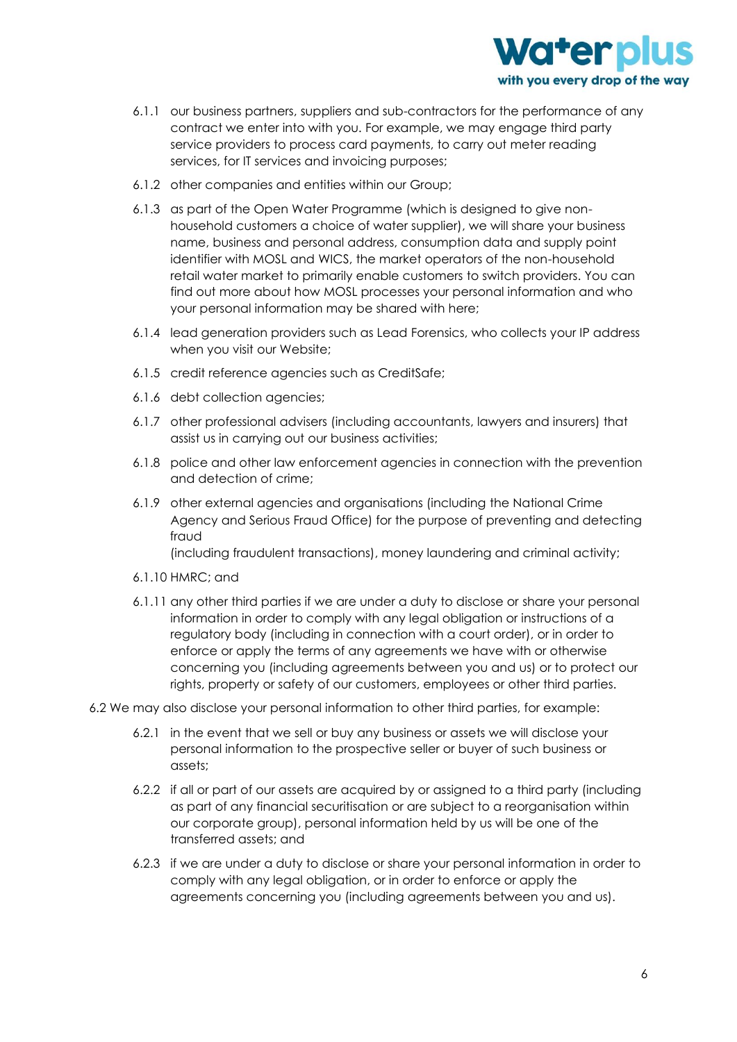6.1.1 our business partners, suppliers and sub-contractors for the performance of any contract we enter into with you. For example, we may engage third party service providers to process card payments, to carry out meter reading services, for IT services and invoicing purposes;

6.1.2 other companies and entities within our Group;

6.1.3 as part of the Open Water Programme (which is designed to give non-household customers a choice of water supplier), we will share your business name, business and personal address, consumption data and supply point identifier with MOSL and WICS, the market operators of the non-household retail water market to primarily enable customers to switch providers. You can find out more about how MOSL processes your personal information and who your personal information may be shared with here;

6.1.4 lead generation providers such as Lead Forensics, who collects your IP address when you visit our Website;

6.1.5 credit reference agencies such as CreditSafe;

6.1.6 debt collection agencies;

6.1.7 other professional advisers (including accountants, lawyers and insurers) that assist us in carrying out our business activities;

6.1.8 police and other law enforcement agencies in connection with the prevention and detection of crime;

6.1.9 other external agencies and organisations (including the National Crime Agency and Serious Fraud Office) for the purpose of preventing and detecting fraud
(including fraudulent transactions), money laundering and criminal activity;

6.1.10 HMRC; and

6.1.11 any other third parties if we are under a duty to disclose or share your personal information in order to comply with any legal obligation or instructions of a regulatory body (including in connection with a court order), or in order to enforce or apply the terms of any agreements we have with or otherwise concerning you (including agreements between you and us) or to protect our rights, property or safety of our customers, employees or other third parties.

6.2 We may also disclose your personal information to other third parties, for example:

6.2.1 in the event that we sell or buy any business or assets we will disclose your personal information to the prospective seller or buyer of such business or assets;

6.2.2 if all or part of our assets are acquired by or assigned to a third party (including as part of any financial securitisation or are subject to a reorganisation within our corporate group), personal information held by us will be one of the transferred assets; and

6.2.3 if we are under a duty to disclose or share your personal information in order to comply with any legal obligation, or in order to enforce or apply the agreements concerning you (including agreements between you and us).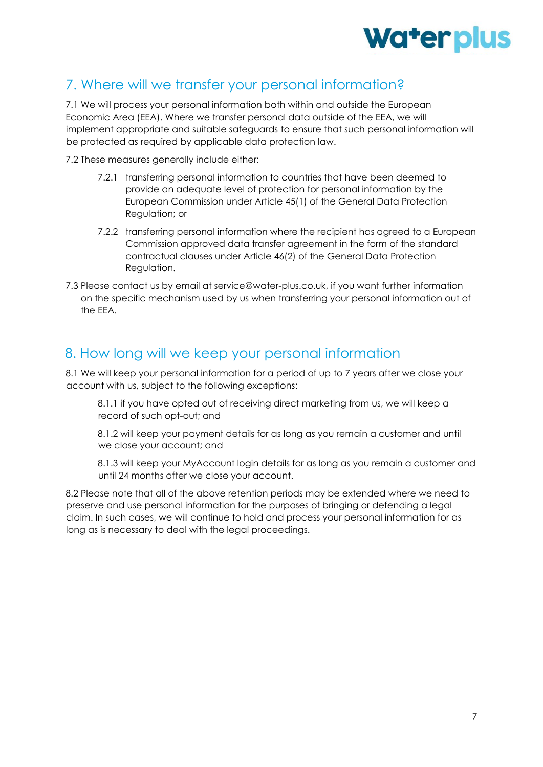## 7. Where will we transfer your personal information?

7.1 We will process your personal information both within and outside the European Economic Area (EEA). Where we transfer personal data outside of the EEA, we will implement appropriate and suitable safeguards to ensure that such personal information will be protected as required by applicable data protection law.

7.2 These measures generally include either:

7.2.1 transferring personal information to countries that have been deemed to provide an adequate level of protection for personal information by the European Commission under Article 45(1) of the General Data Protection Regulation; or

7.2.2 transferring personal information where the recipient has agreed to a European Commission approved data transfer agreement in the form of the standard contractual clauses under Article 46(2) of the General Data Protection Regulation.

7.3 Please contact us by email at service@water-plus.co.uk, if you want further information on the specific mechanism used by us when transferring your personal information out of the EEA.

## 8. How long will we keep your personal information

8.1 We will keep your personal information for a period of up to 7 years after we close your account with us, subject to the following exceptions:

8.1.1 if you have opted out of receiving direct marketing from us, we will keep a record of such opt-out; and

8.1.2 will keep your payment details for as long as you remain a customer and until we close your account; and

8.1.3 will keep your MyAccount login details for as long as you remain a customer and until 24 months after we close your account.

8.2 Please note that all of the above retention periods may be extended where we need to preserve and use personal information for the purposes of bringing or defending a legal claim. In such cases, we will continue to hold and process your personal information for as long as is necessary to deal with the legal proceedings.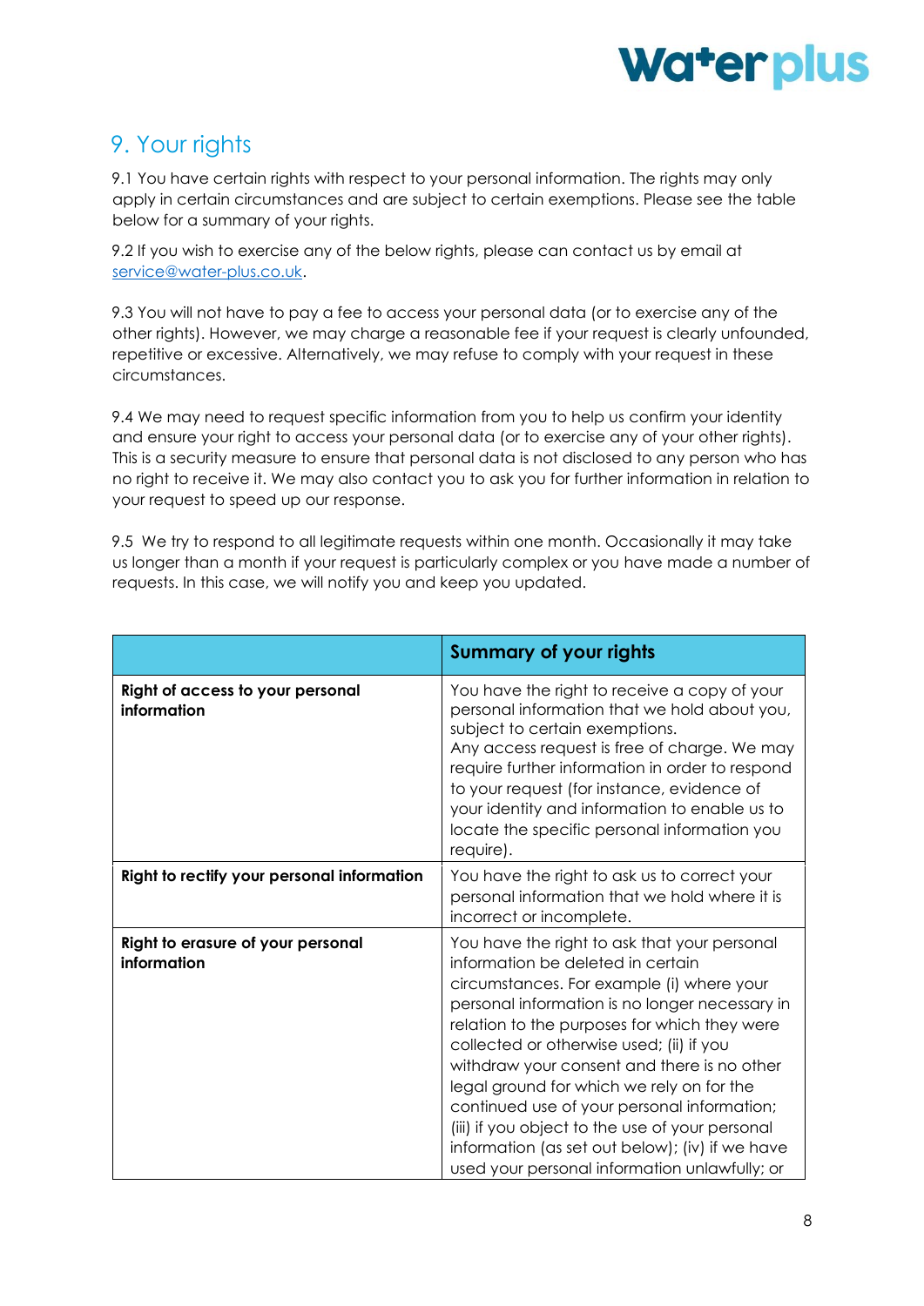## 9. Your rights

9.1 You have certain rights with respect to your personal information. The rights may only apply in certain circumstances and are subject to certain exemptions. Please see the table below for a summary of your rights.

9.2 If you wish to exercise any of the below rights, please can contact us by email at service@water-plus.co.uk.

9.3 You will not have to pay a fee to access your personal data (or to exercise any of the other rights). However, we may charge a reasonable fee if your request is clearly unfounded, repetitive or excessive. Alternatively, we may refuse to comply with your request in these circumstances.

9.4 We may need to request specific information from you to help us confirm your identity and ensure your right to access your personal data (or to exercise any of your other rights). This is a security measure to ensure that personal data is not disclosed to any person who has no right to receive it. We may also contact you to ask you for further information in relation to your request to speed up our response.

9.5 We try to respond to all legitimate requests within one month. Occasionally it may take us longer than a month if your request is particularly complex or you have made a number of requests. In this case, we will notify you and keep you updated.

| | **Summary of your rights** |
|---|---|
| **Right of access to your personal information** | You have the right to receive a copy of your personal information that we hold about you, subject to certain exemptions. Any access request is free of charge. We may require further information in order to respond to your request (for instance, evidence of your identity and information to enable us to locate the specific personal information you require). |
| **Right to rectify your personal information** | You have the right to ask us to correct your personal information that we hold where it is incorrect or incomplete. |
| **Right to erasure of your personal information** | You have the right to ask that your personal information be deleted in certain circumstances. For example (i) where your personal information is no longer necessary in relation to the purposes for which they were collected or otherwise used; (ii) if you withdraw your consent and there is no other legal ground for which we rely on for the continued use of your personal information; (iii) if you object to the use of your personal information (as set out below); (iv) if we have used your personal information unlawfully; or |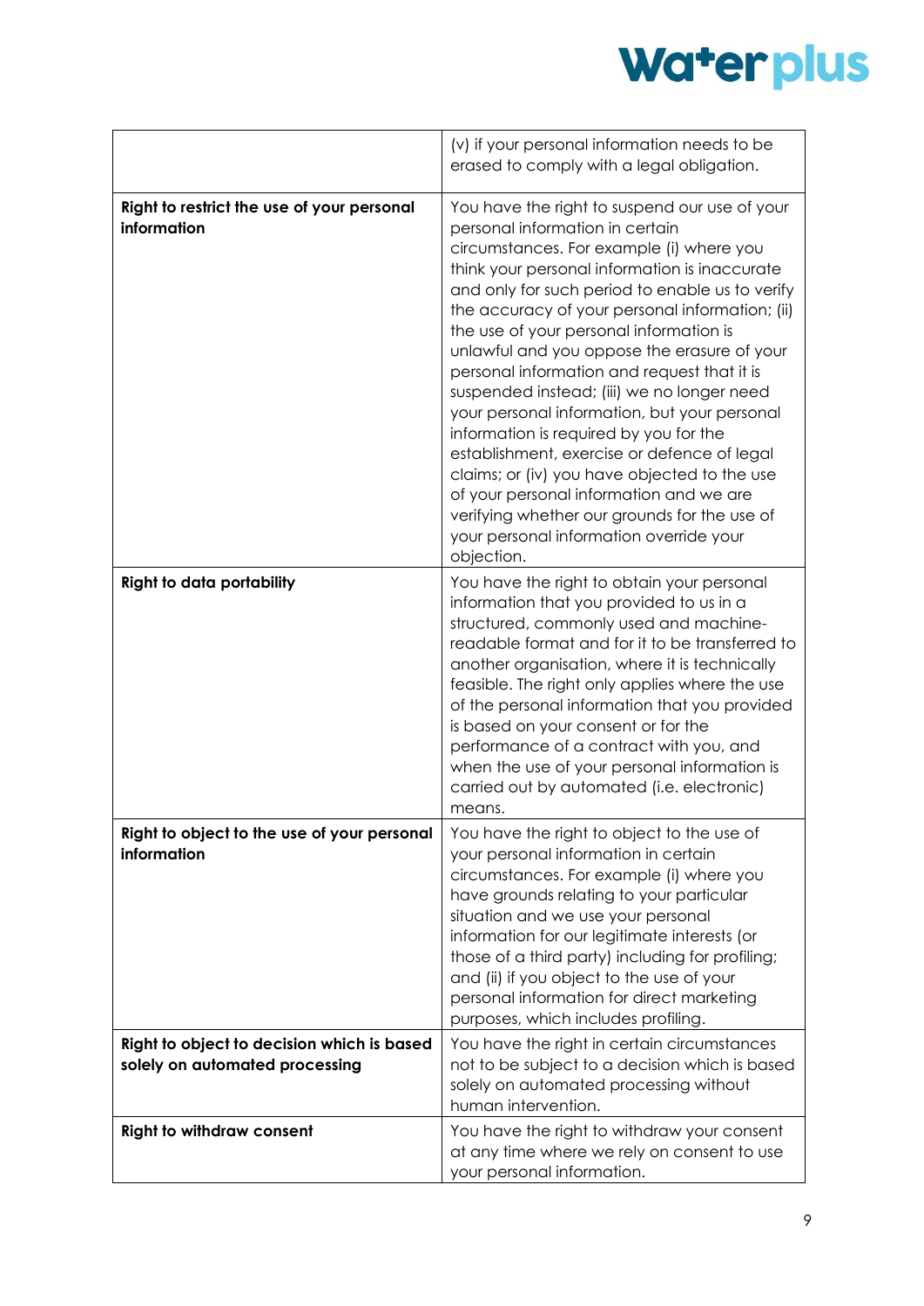| | |
|---|---|
| | (v) if your personal information needs to be erased to comply with a legal obligation. |
| **Right to restrict the use of your personal information** | You have the right to suspend our use of your personal information in certain circumstances. For example (i) where you think your personal information is inaccurate and only for such period to enable us to verify the accuracy of your personal information; (ii) the use of your personal information is unlawful and you oppose the erasure of your personal information and request that it is suspended instead; (iii) we no longer need your personal information, but your personal information is required by you for the establishment, exercise or defence of legal claims; or (iv) you have objected to the use of your personal information and we are verifying whether our grounds for the use of your personal information override your objection. |
| **Right to data portability** | You have the right to obtain your personal information that you provided to us in a structured, commonly used and machine-readable format and for it to be transferred to another organisation, where it is technically feasible. The right only applies where the use of the personal information that you provided is based on your consent or for the performance of a contract with you, and when the use of your personal information is carried out by automated (i.e. electronic) means. |
| **Right to object to the use of your personal information** | You have the right to object to the use of your personal information in certain circumstances. For example (i) where you have grounds relating to your particular situation and we use your personal information for our legitimate interests (or those of a third party) including for profiling; and (ii) if you object to the use of your personal information for direct marketing purposes, which includes profiling. |
| **Right to object to decision which is based solely on automated processing** | You have the right in certain circumstances not to be subject to a decision which is based solely on automated processing without human intervention. |
| **Right to withdraw consent** | You have the right to withdraw your consent at any time where we rely on consent to use your personal information. |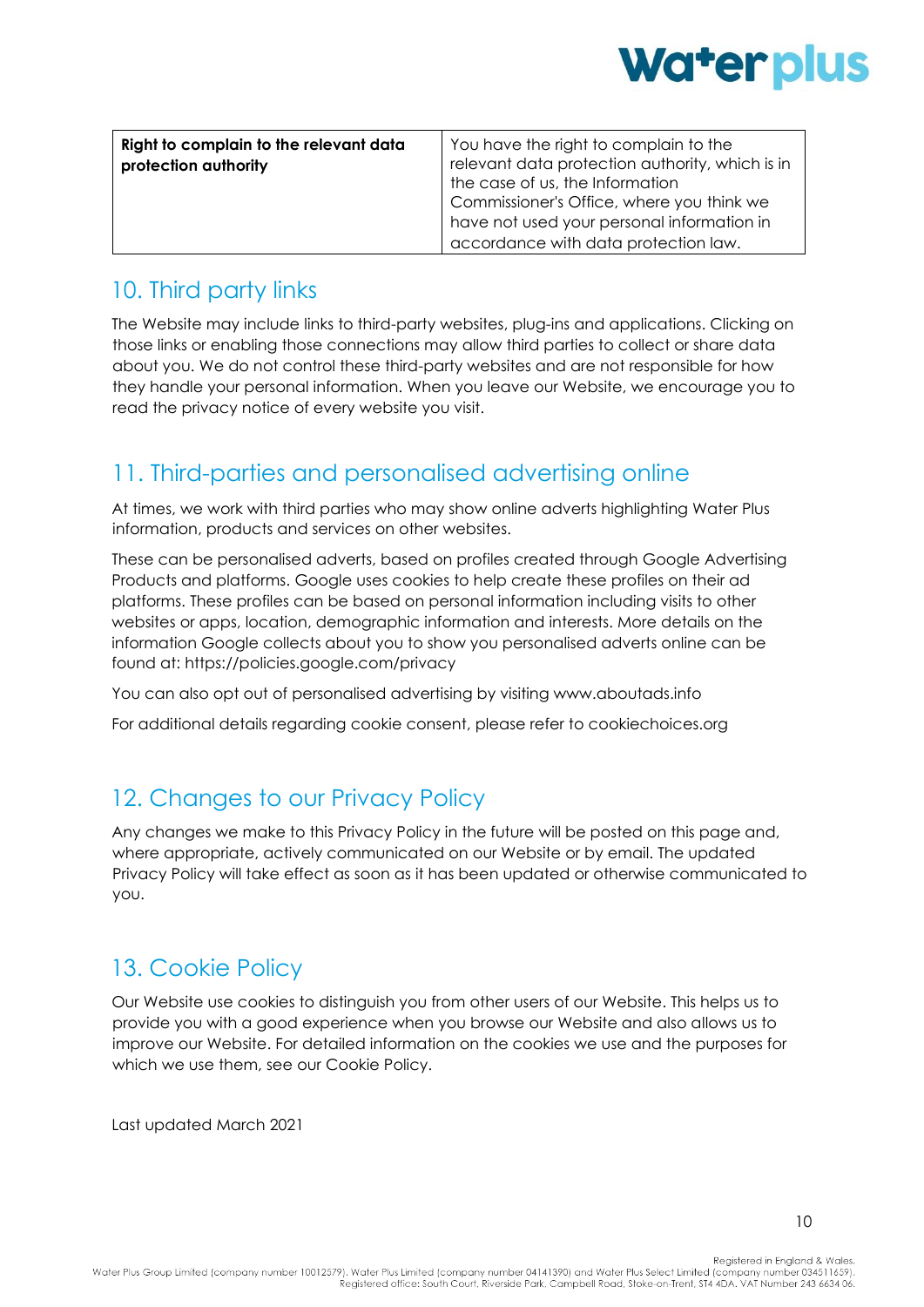| | |
|---|---|
| **Right to complain to the relevant data protection authority** | You have the right to complain to the relevant data protection authority, which is in the case of us, the Information Commissioner's Office, where you think we have not used your personal information in accordance with data protection law. |

## 10. Third party links

The Website may include links to third-party websites, plug-ins and applications. Clicking on those links or enabling those connections may allow third parties to collect or share data about you. We do not control these third-party websites and are not responsible for how they handle your personal information. When you leave our Website, we encourage you to read the privacy notice of every website you visit.

## 11. Third-parties and personalised advertising online

At times, we work with third parties who may show online adverts highlighting Water Plus information, products and services on other websites.

These can be personalised adverts, based on profiles created through Google Advertising Products and platforms. Google uses cookies to help create these profiles on their ad platforms. These profiles can be based on personal information including visits to other websites or apps, location, demographic information and interests. More details on the information Google collects about you to show you personalised adverts online can be found at: https://policies.google.com/privacy

You can also opt out of personalised advertising by visiting www.aboutads.info

For additional details regarding cookie consent, please refer to cookiechoices.org

## 12. Changes to our Privacy Policy

Any changes we make to this Privacy Policy in the future will be posted on this page and, where appropriate, actively communicated on our Website or by email. The updated Privacy Policy will take effect as soon as it has been updated or otherwise communicated to you.

## 13. Cookie Policy

Our Website use cookies to distinguish you from other users of our Website. This helps us to provide you with a good experience when you browse our Website and also allows us to improve our Website. For detailed information on the cookies we use and the purposes for which we use them, see our Cookie Policy.

Last updated March 2021